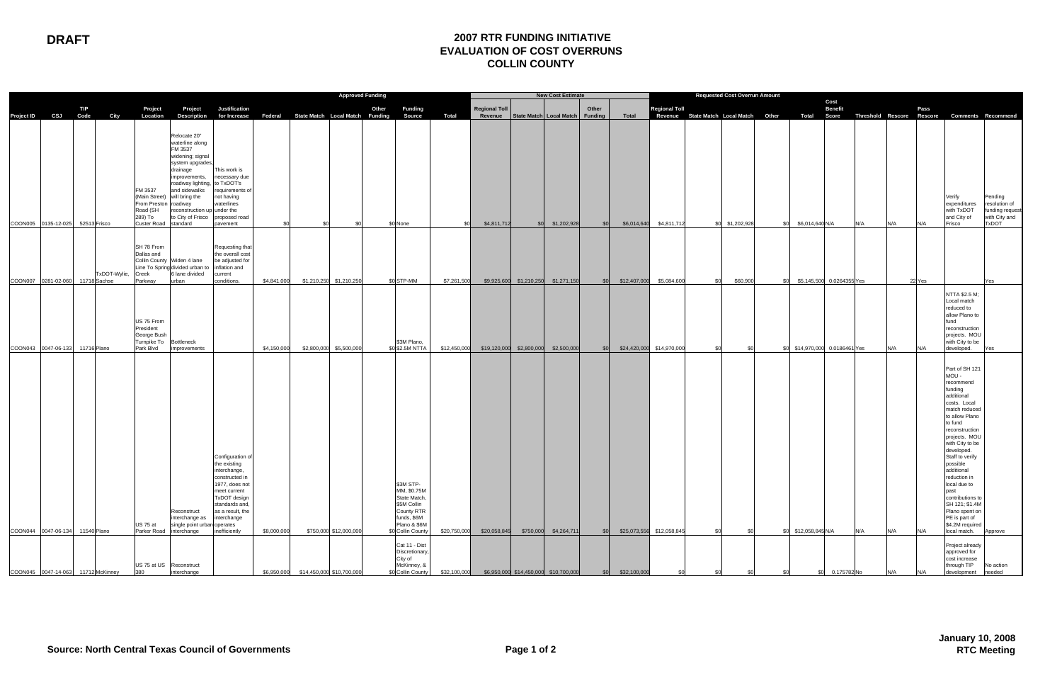**DRAFT**

# 2007 RTR FUNDING INITIATIVE
## EVALUATION OF COST OVERRUNS
## COLLIN COUNTY

| | | | | | | | Approved Funding | | | | | | | New Cost Estimate | | | | | Requested Cost Overrun Amount | | | | | | | | | | |
|---|---|---|---|---|---|---|---|---|---|---|---|---|---|---|---|---|---|---|---|---|---|---|---|---|---|---|---|---|---|
| Project ID | CSJ | TIP Code | City | Project Location | Project Description | Justification for Increase | Federal | State Match | Local Match | Other Funding | Funding Source | Total | Regional Toll Revenue | State Match | Local Match | Other Funding | Total | Regional Toll Revenue | State Match | Local Match | Other | Total | Cost Benefit Score | Threshold | Rescore | Pass Rescore | Comments | Recommend |
| COON005 | 0135-12-025 | 52513 | Frisco | FM 3537 (Main Street) From Preston Road (SH 289) To Custer Road | Relocate 20" waterline along FM 3537 widening; signal system upgrades, drainage improvements, roadway lighting, and sidewalks will bring the roadway reconstruction up to City of Frisco standard | This work is necessary due to TxDOT's requirements of not having waterlines under the proposed road pavement | $0 | $0 | $0 | $0 | None | $0 | $4,811,712 | $0 | $1,202,928 | $0 | $6,014,640 | $4,811,712 | $0 | $1,202,928 | $0 | $6,014,640 | N/A | N/A | N/A | N/A | Verify expenditures with TxDOT and City of Frisco | Pending resolution of funding request with City and TxDOT |
| COON007 | 0281-02-060 | 11718 | TxDOT-Wylie, Sachse | SH 78 From Dallas and Collin County Line To Spring Creek Parkway | Widen 4 lane divided urban to 6 lane divided urban | Requesting that the overall cost be adjusted for inflation and current conditions. | $4,841,000 | $1,210,250 | $1,210,250 | $0 | STP-MM | $7,261,500 | $9,925,600 | $1,210,250 | $1,271,150 | $0 | $12,407,000 | $5,084,600 | $0 | $60,900 | $0 | $5,145,500 | 0.0264355 | Yes | 22 | Yes | | Yes |
| COON043 | 0047-06-133 | 11716 | Plano | US 75 From President George Bush Turnpike To Park Blvd | Bottleneck improvements | | $4,150,000 | $2,800,000 | $5,500,000 | $0 | $3M Plano, $2.5M NTTA | $12,450,000 | $19,120,000 | $2,800,000 | $2,500,000 | $0 | $24,420,000 | $14,970,000 | $0 | $0 | $0 | $14,970,000 | 0.0186461 | Yes | N/A | N/A | NTTA $2.5 M; Local match reduced to allow Plano to fund reconstruction projects. MOU with City to be developed. | Yes |
| COON044 | 0047-06-134 | 11540 | Plano | US 75 at Parker Road | Reconstruct interchange as single point urban interchange | Configuration of the existing interchange, constructed in 1977, does not meet current TxDOT design standards and, as a result, the interchange operates inefficiently | $8,000,000 | $750,000 | $12,000,000 | $0 | $3M STP-MM, $0.75M State Match, $5M Collin County RTR funds, $6M Plano & $6M Collin County | $20,750,000 | $20,058,845 | $750,000 | $4,264,711 | $0 | $25,073,556 | $12,058,845 | $0 | $0 | $0 | $12,058,845 | N/A | N/A | N/A | N/A | Part of SH 121 MOU - recommend funding additional costs. Local match reduced to allow Plano to fund reconstruction projects. MOU with City to be developed. Staff to verify possible additional reduction in local due to past contributions to SH 121; $1.4M Plano spent on PE is part of $4.2M required local match. | Approve |
| COON045 | 0047-14-063 | 11712 | McKinney | US 75 at US 380 | Reconstruct interchange | | $6,950,000 | $14,450,000 | $10,700,000 | $0 | Cat 11 - Dist Discretionary, City of McKinney, & Collin County | $32,100,000 | $6,950,000 | $14,450,000 | $10,700,000 | $0 | $32,100,000 | $0 | $0 | $0 | $0 | $0 | 0.175782 | No | N/A | N/A | Project already approved for cost increase through TIP development | No action needed |

Source: North Central Texas Council of Governments

January 10, 2008
RTC Meeting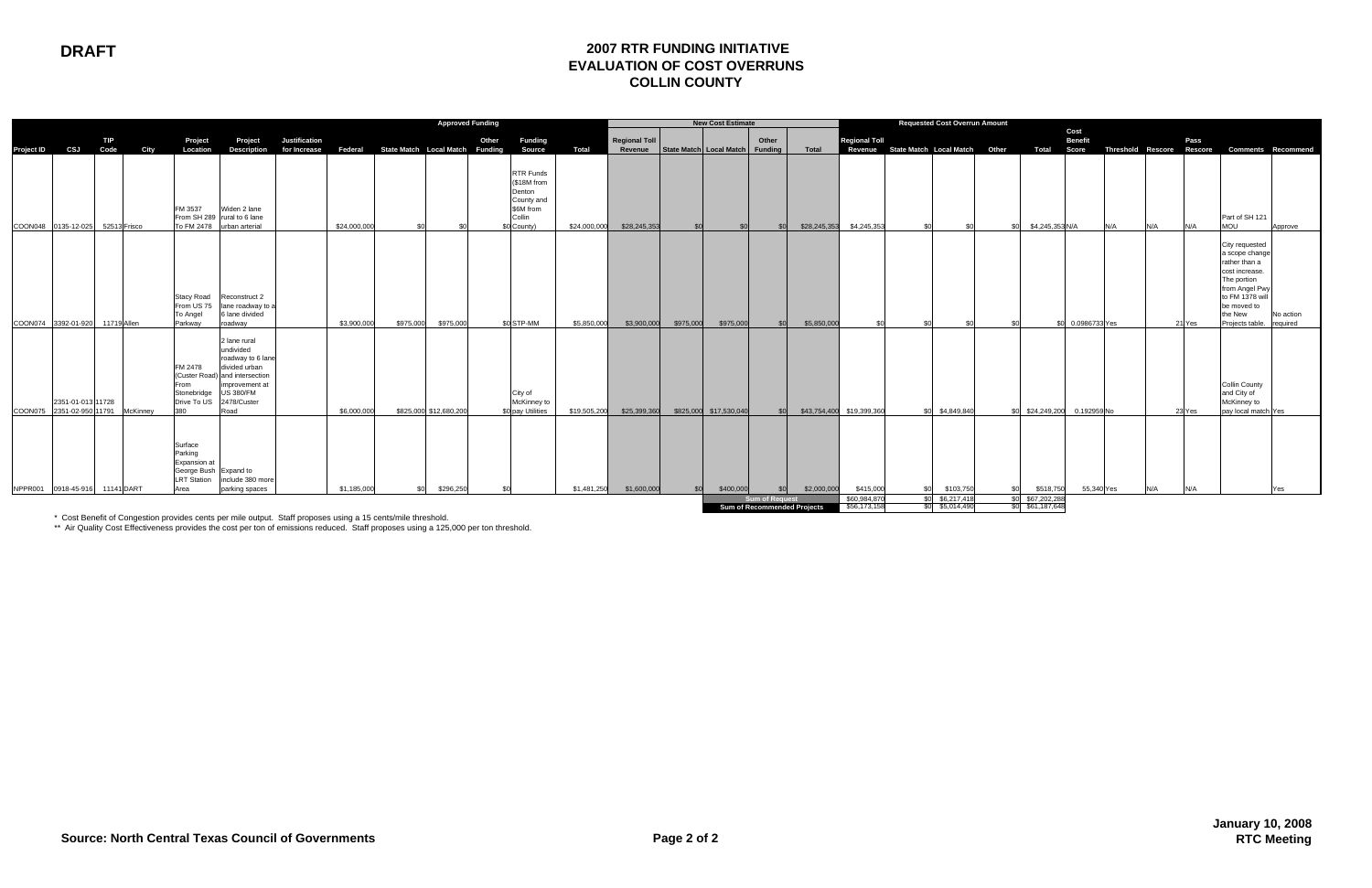**DRAFT**

# 2007 RTR FUNDING INITIATIVE
## EVALUATION OF COST OVERRUNS
## COLLIN COUNTY

| | | | | | | | Approved Funding | | | | | | | New Cost Estimate | | | | | Requested Cost Overrun Amount | | | | | | | | | | |
|---|---|---|---|---|---|---|---|---|---|---|---|---|---|---|---|---|---|---|---|---|---|---|---|---|---|---|---|---|---|
| Project ID | CSJ | TIP Code | City | Project Location | Project Description | Justification for Increase | Federal | State Match | Local Match | Other Funding | Funding Source | Total | Regional Toll Revenue | State Match | Local Match | Other Funding | Total | Regional Toll Revenue | State Match | Local Match | Other | Total | Cost Benefit Score | Threshold | Rescore | Pass Rescore | Comments | Recommend |
| COON048 | 0135-12-025 | 52513 | Frisco | FM 3537 From SH 289 To FM 2478 | Widen 2 lane rural to 6 lane urban arterial | | $24,000,000 | $0 | $0 | $0 | RTR Funds ($18M from Denton County and $6M from Collin County) | $24,000,000 | $28,245,353 | $0 | $0 | $0 | $28,245,353 | $4,245,353 | $0 | $0 | $0 | $4,245,353 | N/A | N/A | N/A | N/A | Part of SH 121 MOU | Approve |
| COON074 | 3392-01-920 | 11719 | Allen | Stacy Road From US 75 To Angel Parkway | Reconstruct 2 lane roadway to a 6 lane divided roadway | | $3,900,000 | $975,000 | $975,000 | $0 | STP-MM | $5,850,000 | $3,900,000 | $975,000 | $975,000 | $0 | $5,850,000 | $0 | $0 | $0 | $0 | $0 | 0.0986733 | Yes | | 21 Yes | City requested a scope change rather than a cost increase. The portion from Angel Pwy to FM 1378 will be moved to the New Projects table. | No action required |
| COON075 | 2351-01-013 2351-02-950 | 11728 11791 | McKinney | FM 2478 (Custer Road) From Stonebridge Drive To US 380 | 2 lane rural undivided roadway to 6 lane divided urban and intersection improvement at US 380/FM 2478/Custer Road | | $6,000,000 | $825,000 | $12,680,200 | | City of McKinney to pay Utilities | $19,505,200 | $25,399,360 | $825,000 | $17,530,040 | $0 | $43,754,400 | $19,399,360 | $0 | $4,849,840 | $0 | $24,249,200 | 0.192959 | No | | 23 Yes | Collin County and City of McKinney to pay local match | Yes |
| NPPR001 | 0918-45-916 | 11141 | DART | Surface Parking Expansion at George Bush LRT Station Area | Expand to include 380 more parking spaces | | $1,185,000 | $0 | $296,250 | $0 | | $1,481,250 | $1,600,000 | $0 | $400,000 | $0 | $2,000,000 | $415,000 | $0 | $103,750 | $0 | $518,750 | 55,340 | Yes | N/A | N/A | | Yes |
| | | | | | | | | | | | | | | | | Sum of Request | | $60,984,870 | $0 | $6,217,418 | $0 | $67,202,288 | | | | | | |
| | | | | | | | | | | | | | | | | Sum of Recommended Projects | | $56,173,158 | $0 | $5,014,490 | $0 | $61,187,648 | | | | | | |

\* Cost Benefit of Congestion provides cents per mile output. Staff proposes using a 15 cents/mile threshold.

\*\* Air Quality Cost Effectiveness provides the cost per ton of emissions reduced. Staff proposes using a 125,000 per ton threshold.

**Source: North Central Texas Council of Governments**

**January 10, 2008**
**RTC Meeting**